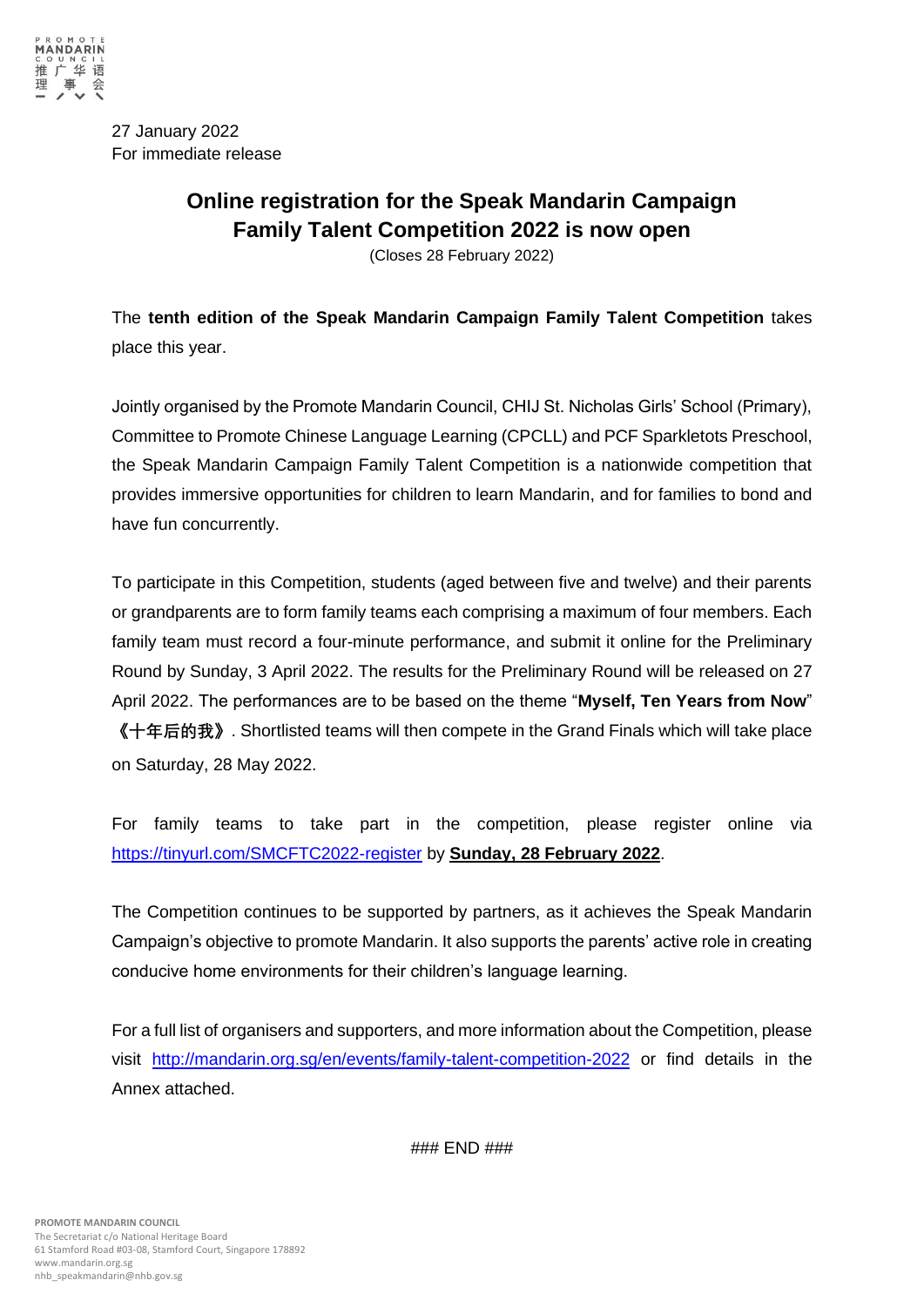27 January 2022
For immediate release

# Online registration for the Speak Mandarin Campaign Family Talent Competition 2022 is now open

(Closes 28 February 2022)

The **tenth edition of the Speak Mandarin Campaign Family Talent Competition** takes place this year.

Jointly organised by the Promote Mandarin Council, CHIJ St. Nicholas Girls' School (Primary), Committee to Promote Chinese Language Learning (CPCLL) and PCF Sparkletots Preschool, the Speak Mandarin Campaign Family Talent Competition is a nationwide competition that provides immersive opportunities for children to learn Mandarin, and for families to bond and have fun concurrently.

To participate in this Competition, students (aged between five and twelve) and their parents or grandparents are to form family teams each comprising a maximum of four members. Each family team must record a four-minute performance, and submit it online for the Preliminary Round by Sunday, 3 April 2022. The results for the Preliminary Round will be released on 27 April 2022. The performances are to be based on the theme "**Myself, Ten Years from Now**" **《十年后的我》**. Shortlisted teams will then compete in the Grand Finals which will take place on Saturday, 28 May 2022.

For family teams to take part in the competition, please register online via https://tinyurl.com/SMCFTC2022-register by **Sunday, 28 February 2022**.

The Competition continues to be supported by partners, as it achieves the Speak Mandarin Campaign's objective to promote Mandarin. It also supports the parents' active role in creating conducive home environments for their children's language learning.

For a full list of organisers and supporters, and more information about the Competition, please visit http://mandarin.org.sg/en/events/family-talent-competition-2022 or find details in the Annex attached.

### END ###

**PROMOTE MANDARIN COUNCIL**
The Secretariat c/o National Heritage Board
61 Stamford Road #03-08, Stamford Court, Singapore 178892
www.mandarin.org.sg
nhb_speakmandarin@nhb.gov.sg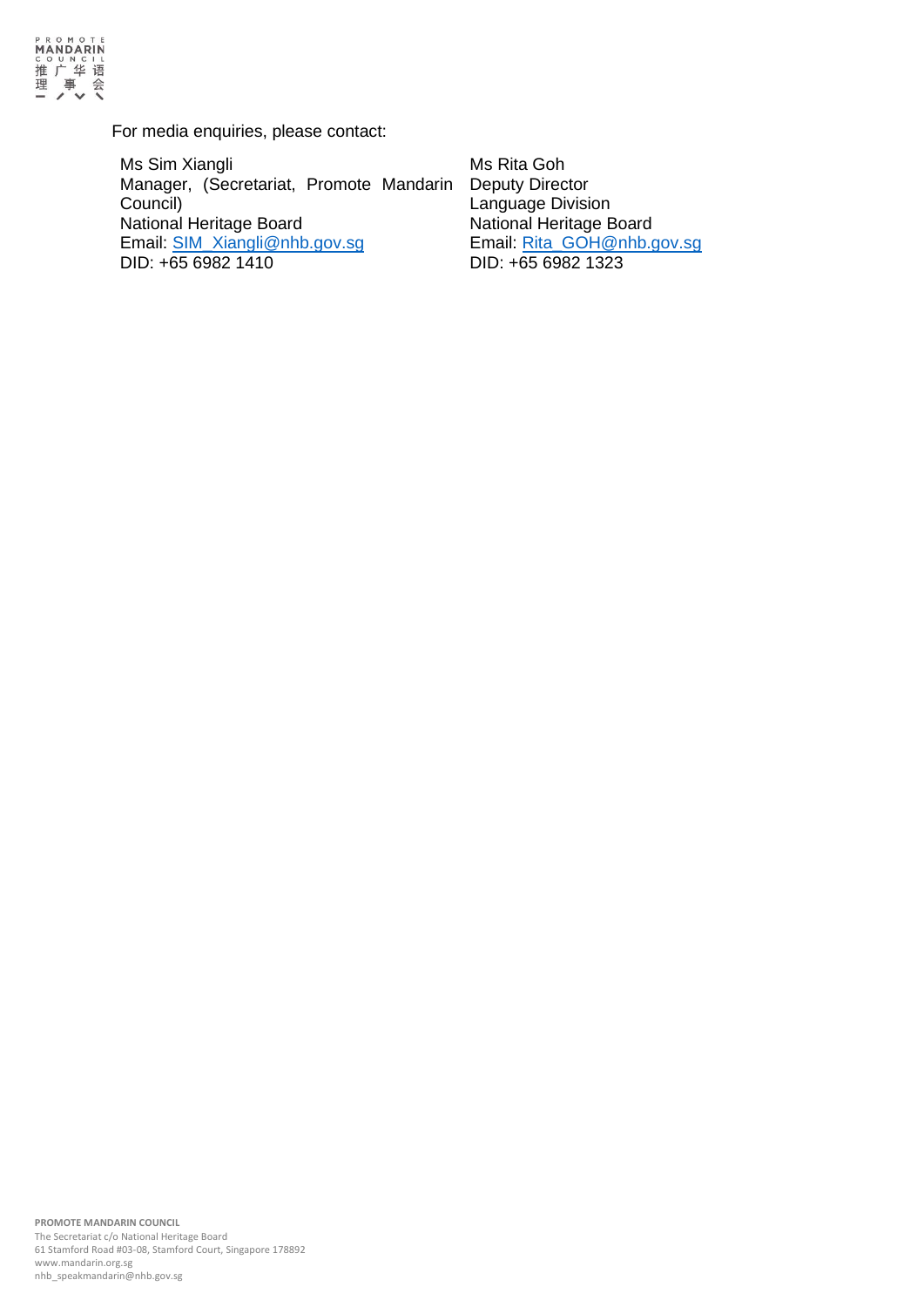For media enquiries, please contact:

| Ms Sim Xiangli | Ms Rita Goh |
|---|---|
| Manager, (Secretariat, Promote Mandarin Council) | Deputy Director |
| | Language Division |
| National Heritage Board | National Heritage Board |
| Email: SIM_Xiangli@nhb.gov.sg | Email: Rita_GOH@nhb.gov.sg |
| DID: +65 6982 1410 | DID: +65 6982 1323 |

**PROMOTE MANDARIN COUNCIL**
The Secretariat c/o National Heritage Board
61 Stamford Road #03-08, Stamford Court, Singapore 178892
www.mandarin.org.sg
nhb_speakmandarin@nhb.gov.sg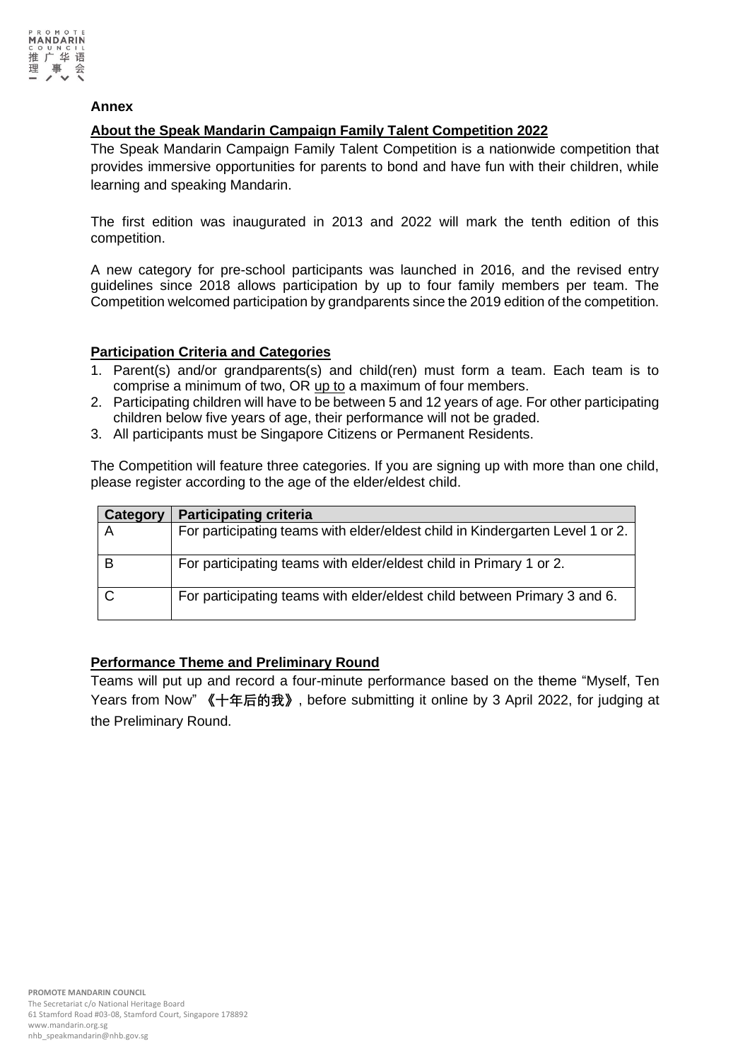**Annex**

## About the Speak Mandarin Campaign Family Talent Competition 2022

The Speak Mandarin Campaign Family Talent Competition is a nationwide competition that provides immersive opportunities for parents to bond and have fun with their children, while learning and speaking Mandarin.

The first edition was inaugurated in 2013 and 2022 will mark the tenth edition of this competition.

A new category for pre-school participants was launched in 2016, and the revised entry guidelines since 2018 allows participation by up to four family members per team. The Competition welcomed participation by grandparents since the 2019 edition of the competition.

## Participation Criteria and Categories

1. Parent(s) and/or grandparents(s) and child(ren) must form a team. Each team is to comprise a minimum of two, OR up to a maximum of four members.
2. Participating children will have to be between 5 and 12 years of age. For other participating children below five years of age, their performance will not be graded.
3. All participants must be Singapore Citizens or Permanent Residents.

The Competition will feature three categories. If you are signing up with more than one child, please register according to the age of the elder/eldest child.

| Category | Participating criteria |
|---|---|
| A | For participating teams with elder/eldest child in Kindergarten Level 1 or 2. |
| B | For participating teams with elder/eldest child in Primary 1 or 2. |
| C | For participating teams with elder/eldest child between Primary 3 and 6. |

## Performance Theme and Preliminary Round

Teams will put up and record a four-minute performance based on the theme "Myself, Ten Years from Now" **《十年后的我》**, before submitting it online by 3 April 2022, for judging at the Preliminary Round.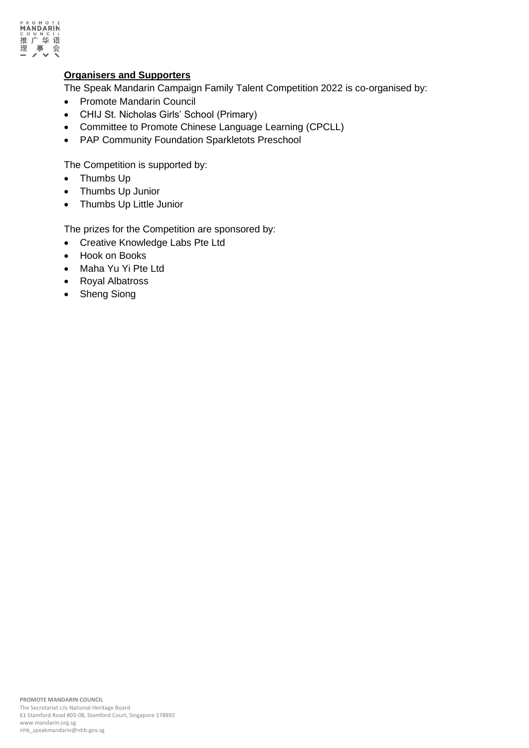**Organisers and Supporters**

The Speak Mandarin Campaign Family Talent Competition 2022 is co-organised by:

- Promote Mandarin Council
- CHIJ St. Nicholas Girls' School (Primary)
- Committee to Promote Chinese Language Learning (CPCLL)
- PAP Community Foundation Sparkletots Preschool

The Competition is supported by:

- Thumbs Up
- Thumbs Up Junior
- Thumbs Up Little Junior

The prizes for the Competition are sponsored by:

- Creative Knowledge Labs Pte Ltd
- Hook on Books
- Maha Yu Yi Pte Ltd
- Royal Albatross
- Sheng Siong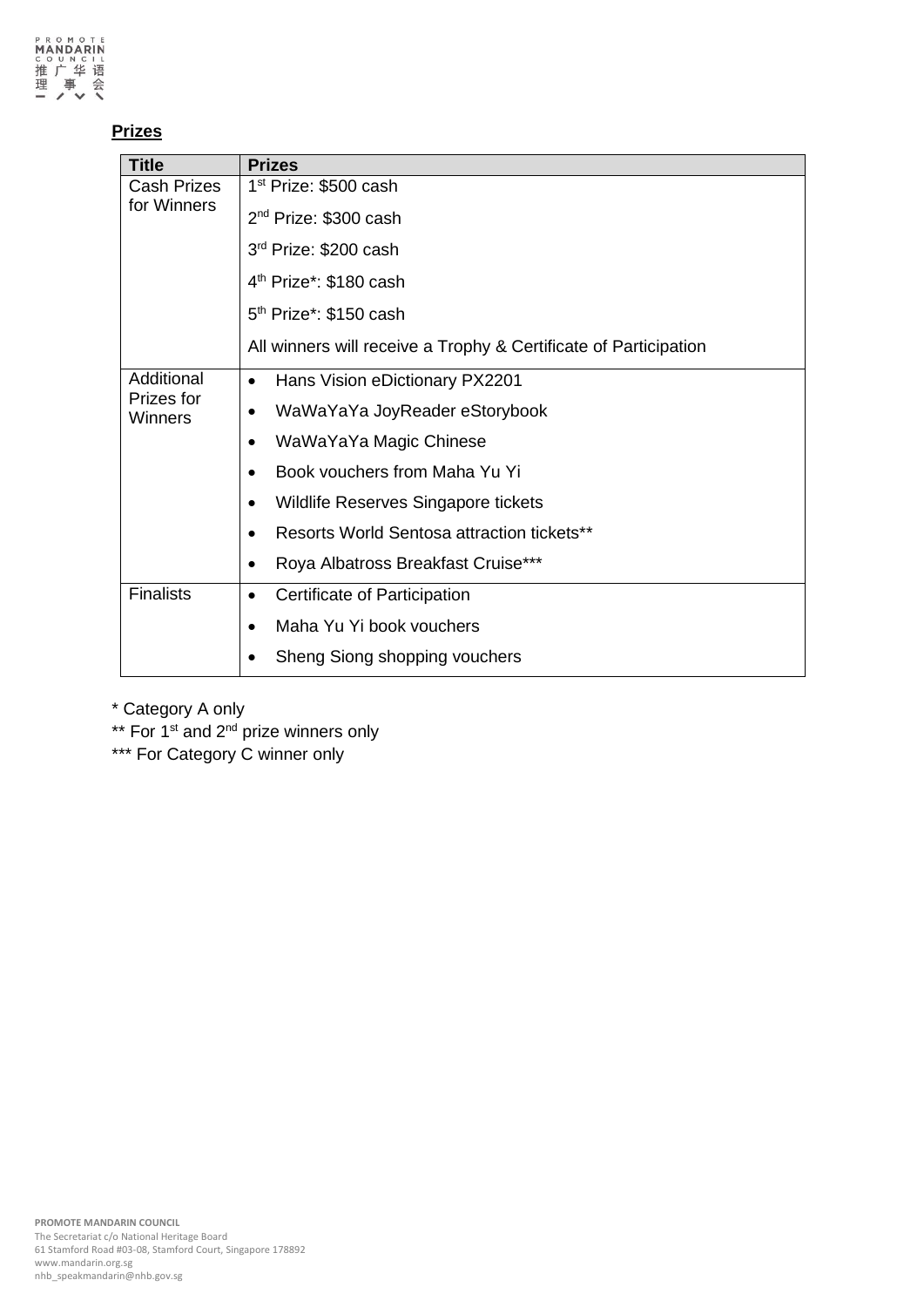**Prizes**

| Title | Prizes |
| --- | --- |
| Cash Prizes for Winners | 1st Prize: $500 cash<br>2nd Prize: $300 cash<br>3rd Prize: $200 cash<br>4th Prize*: $180 cash<br>5th Prize*: $150 cash<br>All winners will receive a Trophy & Certificate of Participation |
| Additional Prizes for Winners | • Hans Vision eDictionary PX2201<br>• WaWaYaYa JoyReader eStorybook<br>• WaWaYaYa Magic Chinese<br>• Book vouchers from Maha Yu Yi<br>• Wildlife Reserves Singapore tickets<br>• Resorts World Sentosa attraction tickets**<br>• Roya Albatross Breakfast Cruise*** |
| Finalists | • Certificate of Participation<br>• Maha Yu Yi book vouchers<br>• Sheng Siong shopping vouchers |

* Category A only

** For 1st and 2nd prize winners only

*** For Category C winner only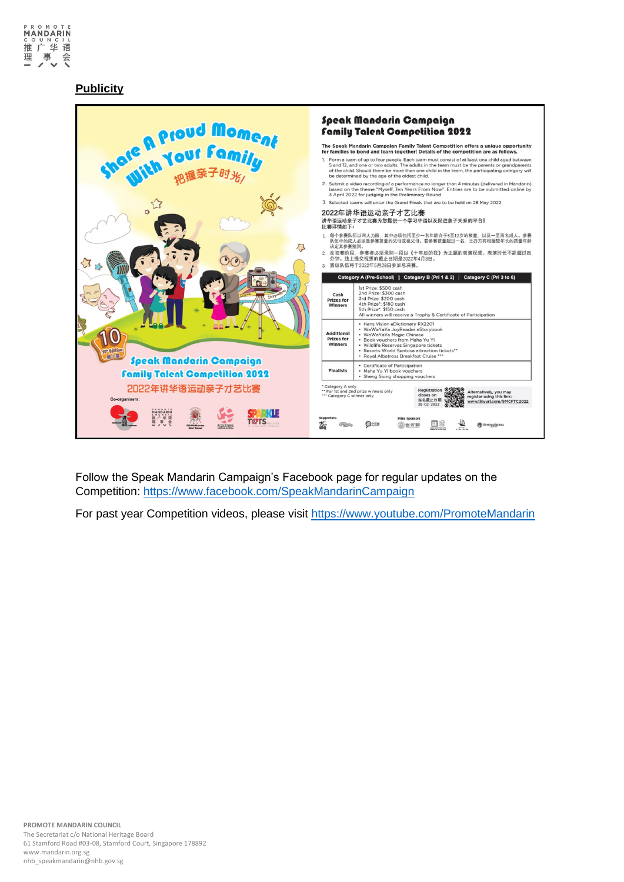## Publicity

# Share A Proud Moment With Your Family

把握亲子时光!

10th Edition 第十届

## Speak Mandarin Campaign Family Talent Competition 2022

2022年讲华语运动亲子才艺比赛

Co-organisers:

## Speak Mandarin Campaign Family Talent Competition 2022

**The Speak Mandarin Campaign Family Talent Competition offers a unique opportunity for families to bond and learn together! Details of the competition are as follows.**

1. Form a team of up to four people. Each team must consist of at least one child aged between 5 and 12, and one or two adults. The adults in the team must be the parents or grandparents of the child. Should there be more than one child in the team, the participating category will be determined by the age of the oldest child.
2. Submit a video recording of a performance no longer than 4 minutes (delivered in Mandarin) based on the theme "Myself, Ten Years From Now". Entries are to be submitted online by 3 April 2022 for judging in the Preliminary Round.
3. Selected teams will enter the Grand Finals that are to be held on 28 May 2022.

## 2022年讲华语运动亲子才艺比赛

**讲华语运动亲子才艺比赛为您提供一个学习华语以及促进亲子关系的平台!比赛详情如下:**

1. 每个参赛队伍以四人为限，其中必须包括至少一名年龄介于5至12岁的孩童，以及一至两名成人。参赛队伍中的成人必须是参赛孩童的父母或祖父母。若参赛孩童超过一名，主办方将根据较年长的孩童年龄决定其参赛组别。
2. 在初赛阶段，参赛者必须录制一段以《十年后的我》为主题的表演视频。表演时长不能超过四分钟。线上提交视频的截止日期是2022年4月3日。
3. 晋级队伍将于2022年5月28日参加总决赛。

| Category A (Pre-School) \| Category B (Pri 1 & 2) \| Category C (Pri 3 to 6) | |
|---|---|
| Cash Prizes for Winners | 1st Prize: $500 cash<br>2nd Prize: $300 cash<br>3rd Prize: $200 cash<br>4th Prize*: $180 cash<br>5th Prize*: $150 cash<br>All winners will receive a Trophy & Certificate of Participation |
| Additional Prizes for Winners | • Hans Vision eDictionary PX2201<br>• WaWaYaYa JoyReader eStorybook<br>• WaWaYaYa Magic Chinese<br>• Book vouchers from Maha Yu Yi<br>• Wildlife Reserves Singapore tickets<br>• Resorts World Sentosa attraction tickets**<br>• Royal Albatross Breakfast Cruise *** |
| Finalists | • Certificate of Participation<br>• Maha Yu Yi book vouchers<br>• Sheng Siong shopping vouchers |

\* Category A only
\*\* For 1st and 2nd prize winners only
\*\*\* Category C winner only

Registration closes on 报名截止日期 28-02-2022

Alternatively, you may register using this link: www.tinyurl.com/SMCFTC2022

Supporters:

Prize Sponsors

Follow the Speak Mandarin Campaign's Facebook page for regular updates on the Competition: https://www.facebook.com/SpeakMandarinCampaign

For past year Competition videos, please visit https://www.youtube.com/PromoteMandarin

**PROMOTE MANDARIN COUNCIL**
The Secretariat c/o National Heritage Board
61 Stamford Road #03-08, Stamford Court, Singapore 178892
www.mandarin.org.sg
nhb_speakmandarin@nhb.gov.sg